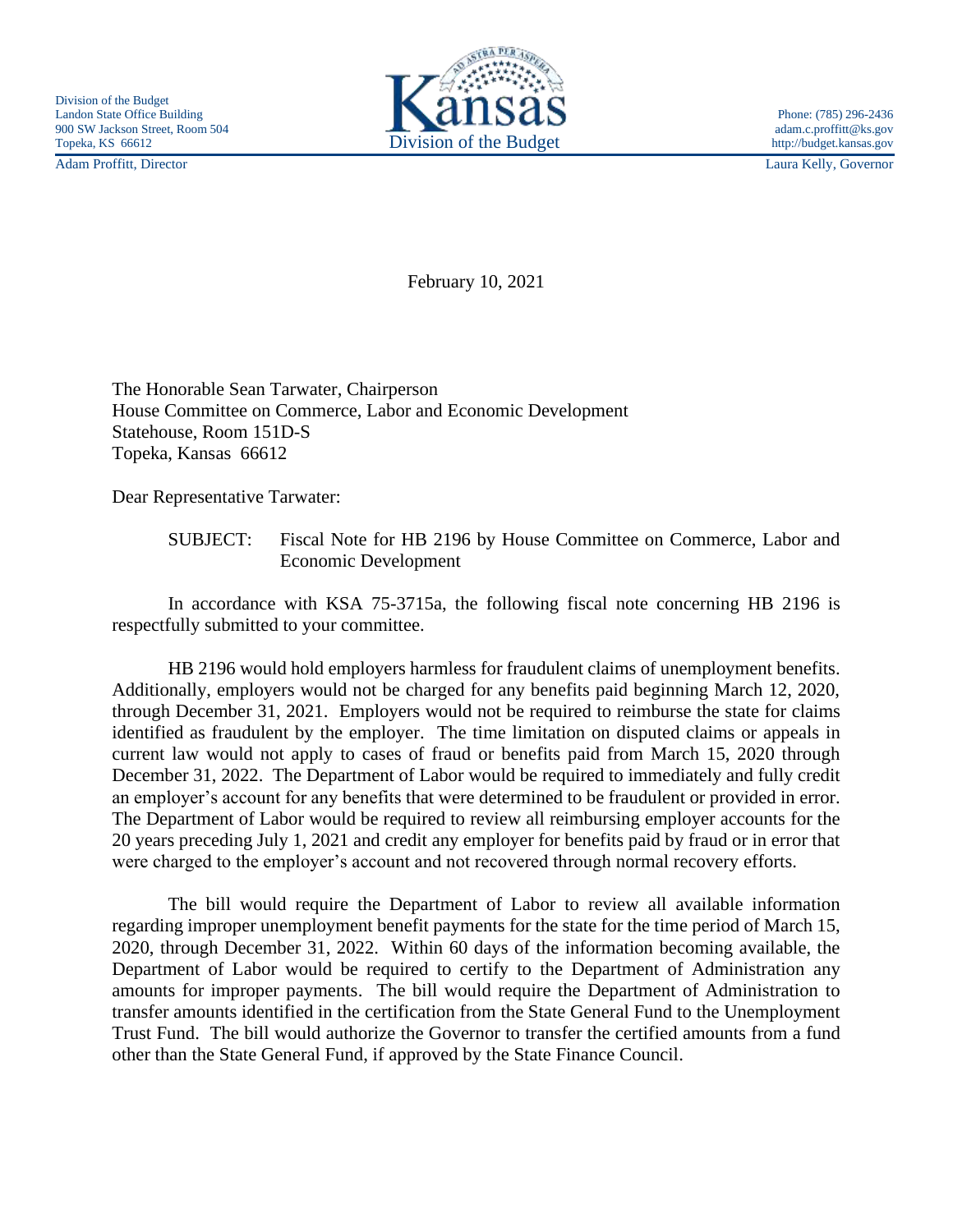Division of the Budget
Landon State Office Building
900 SW Jackson Street, Room 504
Topeka, KS 66612

Kansas
Division of the Budget

Phone: (785) 296-2436
adam.c.proffitt@ks.gov
http://budget.kansas.gov

Adam Proffitt, Director | Laura Kelly, Governor

February 10, 2021

The Honorable Sean Tarwater, Chairperson
House Committee on Commerce, Labor and Economic Development
Statehouse, Room 151D-S
Topeka, Kansas 66612

Dear Representative Tarwater:

SUBJECT: Fiscal Note for HB 2196 by House Committee on Commerce, Labor and Economic Development

In accordance with KSA 75-3715a, the following fiscal note concerning HB 2196 is respectfully submitted to your committee.

HB 2196 would hold employers harmless for fraudulent claims of unemployment benefits. Additionally, employers would not be charged for any benefits paid beginning March 12, 2020, through December 31, 2021. Employers would not be required to reimburse the state for claims identified as fraudulent by the employer. The time limitation on disputed claims or appeals in current law would not apply to cases of fraud or benefits paid from March 15, 2020 through December 31, 2022. The Department of Labor would be required to immediately and fully credit an employer's account for any benefits that were determined to be fraudulent or provided in error. The Department of Labor would be required to review all reimbursing employer accounts for the 20 years preceding July 1, 2021 and credit any employer for benefits paid by fraud or in error that were charged to the employer's account and not recovered through normal recovery efforts.

The bill would require the Department of Labor to review all available information regarding improper unemployment benefit payments for the state for the time period of March 15, 2020, through December 31, 2022. Within 60 days of the information becoming available, the Department of Labor would be required to certify to the Department of Administration any amounts for improper payments. The bill would require the Department of Administration to transfer amounts identified in the certification from the State General Fund to the Unemployment Trust Fund. The bill would authorize the Governor to transfer the certified amounts from a fund other than the State General Fund, if approved by the State Finance Council.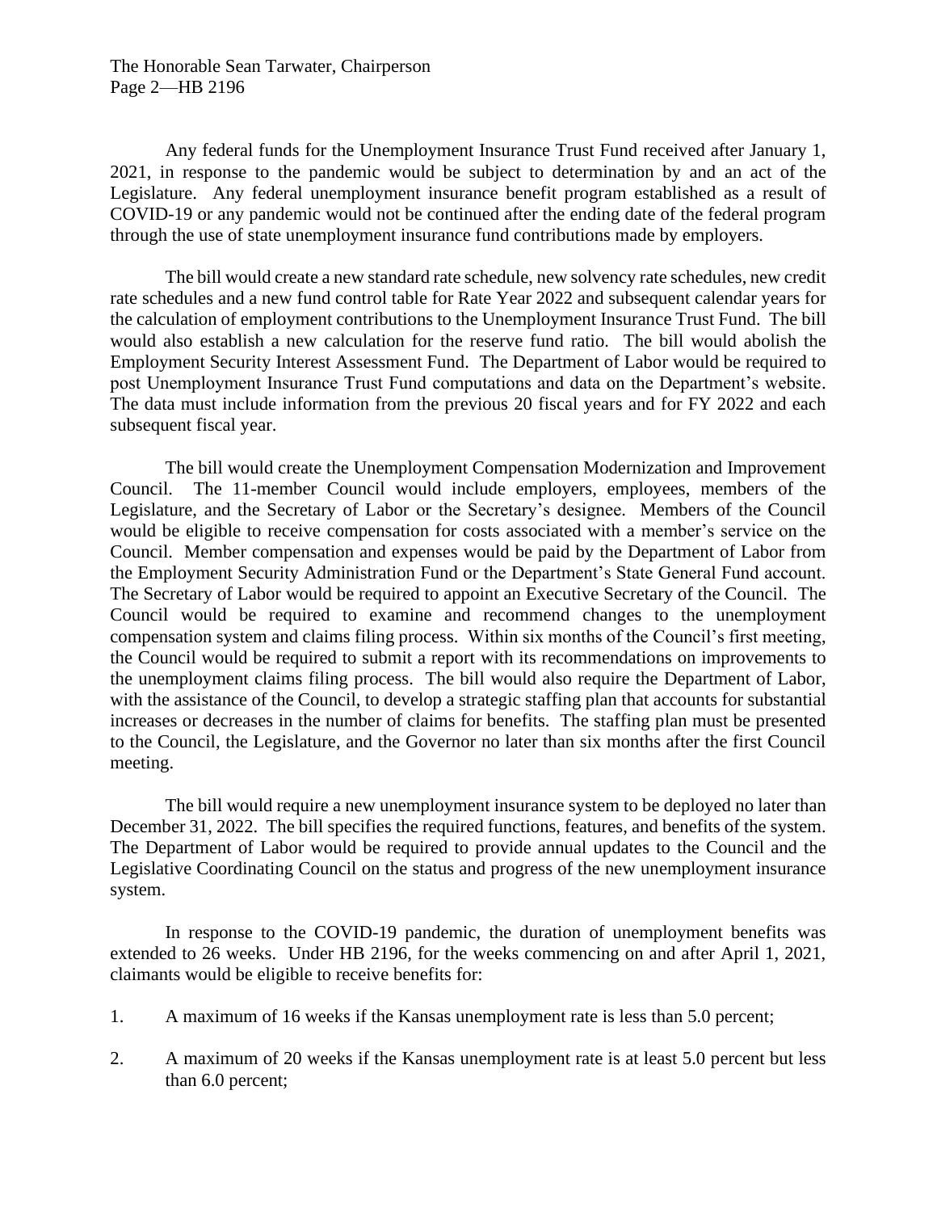Any federal funds for the Unemployment Insurance Trust Fund received after January 1, 2021, in response to the pandemic would be subject to determination by and an act of the Legislature. Any federal unemployment insurance benefit program established as a result of COVID-19 or any pandemic would not be continued after the ending date of the federal program through the use of state unemployment insurance fund contributions made by employers.

The bill would create a new standard rate schedule, new solvency rate schedules, new credit rate schedules and a new fund control table for Rate Year 2022 and subsequent calendar years for the calculation of employment contributions to the Unemployment Insurance Trust Fund. The bill would also establish a new calculation for the reserve fund ratio. The bill would abolish the Employment Security Interest Assessment Fund. The Department of Labor would be required to post Unemployment Insurance Trust Fund computations and data on the Department's website. The data must include information from the previous 20 fiscal years and for FY 2022 and each subsequent fiscal year.

The bill would create the Unemployment Compensation Modernization and Improvement Council. The 11-member Council would include employers, employees, members of the Legislature, and the Secretary of Labor or the Secretary's designee. Members of the Council would be eligible to receive compensation for costs associated with a member's service on the Council. Member compensation and expenses would be paid by the Department of Labor from the Employment Security Administration Fund or the Department's State General Fund account. The Secretary of Labor would be required to appoint an Executive Secretary of the Council. The Council would be required to examine and recommend changes to the unemployment compensation system and claims filing process. Within six months of the Council's first meeting, the Council would be required to submit a report with its recommendations on improvements to the unemployment claims filing process. The bill would also require the Department of Labor, with the assistance of the Council, to develop a strategic staffing plan that accounts for substantial increases or decreases in the number of claims for benefits. The staffing plan must be presented to the Council, the Legislature, and the Governor no later than six months after the first Council meeting.

The bill would require a new unemployment insurance system to be deployed no later than December 31, 2022. The bill specifies the required functions, features, and benefits of the system. The Department of Labor would be required to provide annual updates to the Council and the Legislative Coordinating Council on the status and progress of the new unemployment insurance system.

In response to the COVID-19 pandemic, the duration of unemployment benefits was extended to 26 weeks. Under HB 2196, for the weeks commencing on and after April 1, 2021, claimants would be eligible to receive benefits for:

1. A maximum of 16 weeks if the Kansas unemployment rate is less than 5.0 percent;
2. A maximum of 20 weeks if the Kansas unemployment rate is at least 5.0 percent but less than 6.0 percent;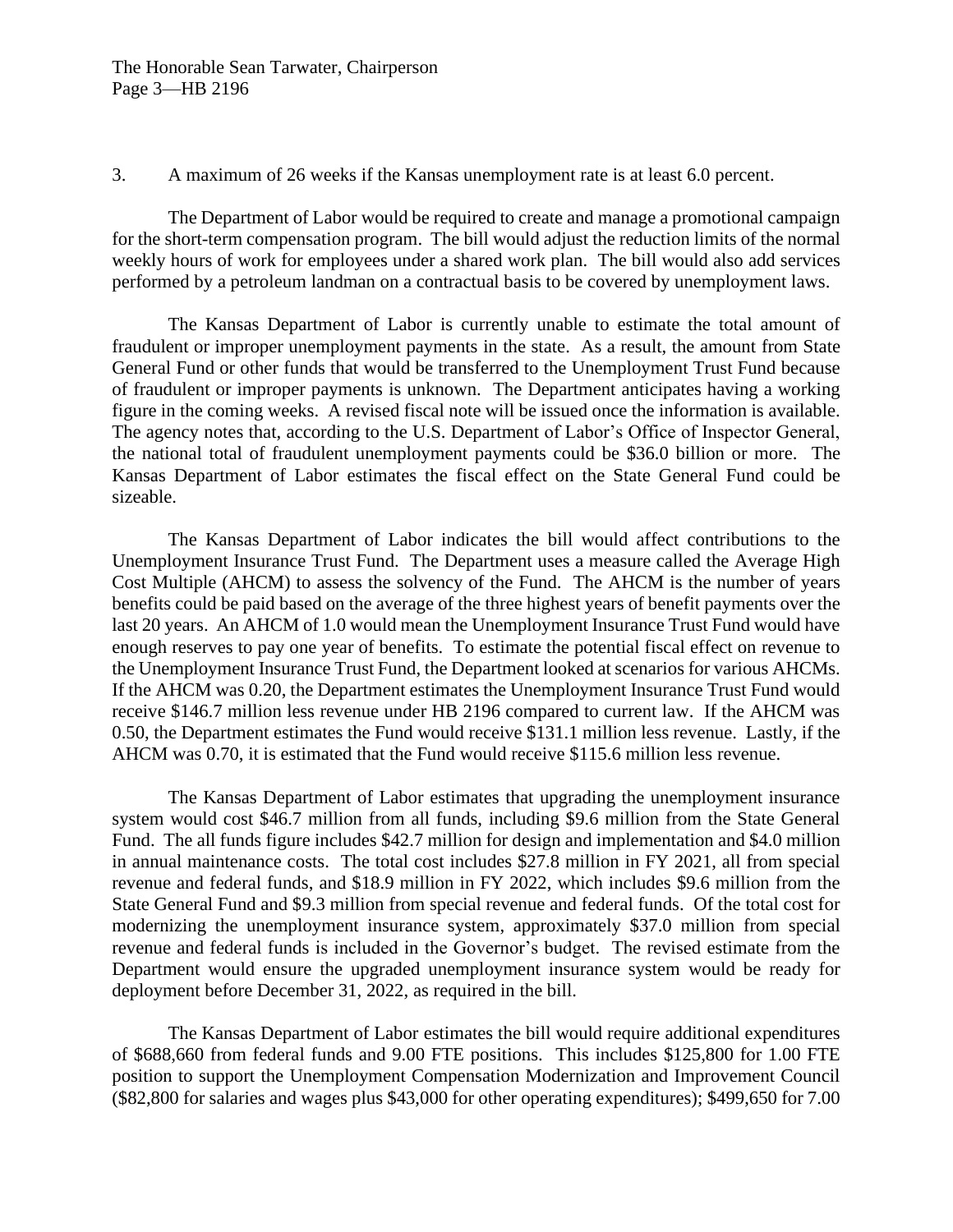3. A maximum of 26 weeks if the Kansas unemployment rate is at least 6.0 percent.

The Department of Labor would be required to create and manage a promotional campaign for the short-term compensation program. The bill would adjust the reduction limits of the normal weekly hours of work for employees under a shared work plan. The bill would also add services performed by a petroleum landman on a contractual basis to be covered by unemployment laws.

The Kansas Department of Labor is currently unable to estimate the total amount of fraudulent or improper unemployment payments in the state. As a result, the amount from State General Fund or other funds that would be transferred to the Unemployment Trust Fund because of fraudulent or improper payments is unknown. The Department anticipates having a working figure in the coming weeks. A revised fiscal note will be issued once the information is available. The agency notes that, according to the U.S. Department of Labor's Office of Inspector General, the national total of fraudulent unemployment payments could be $36.0 billion or more. The Kansas Department of Labor estimates the fiscal effect on the State General Fund could be sizeable.

The Kansas Department of Labor indicates the bill would affect contributions to the Unemployment Insurance Trust Fund. The Department uses a measure called the Average High Cost Multiple (AHCM) to assess the solvency of the Fund. The AHCM is the number of years benefits could be paid based on the average of the three highest years of benefit payments over the last 20 years. An AHCM of 1.0 would mean the Unemployment Insurance Trust Fund would have enough reserves to pay one year of benefits. To estimate the potential fiscal effect on revenue to the Unemployment Insurance Trust Fund, the Department looked at scenarios for various AHCMs. If the AHCM was 0.20, the Department estimates the Unemployment Insurance Trust Fund would receive $146.7 million less revenue under HB 2196 compared to current law. If the AHCM was 0.50, the Department estimates the Fund would receive $131.1 million less revenue. Lastly, if the AHCM was 0.70, it is estimated that the Fund would receive $115.6 million less revenue.

The Kansas Department of Labor estimates that upgrading the unemployment insurance system would cost $46.7 million from all funds, including $9.6 million from the State General Fund. The all funds figure includes $42.7 million for design and implementation and $4.0 million in annual maintenance costs. The total cost includes $27.8 million in FY 2021, all from special revenue and federal funds, and $18.9 million in FY 2022, which includes $9.6 million from the State General Fund and $9.3 million from special revenue and federal funds. Of the total cost for modernizing the unemployment insurance system, approximately $37.0 million from special revenue and federal funds is included in the Governor's budget. The revised estimate from the Department would ensure the upgraded unemployment insurance system would be ready for deployment before December 31, 2022, as required in the bill.

The Kansas Department of Labor estimates the bill would require additional expenditures of $688,660 from federal funds and 9.00 FTE positions. This includes $125,800 for 1.00 FTE position to support the Unemployment Compensation Modernization and Improvement Council ($82,800 for salaries and wages plus $43,000 for other operating expenditures); $499,650 for 7.00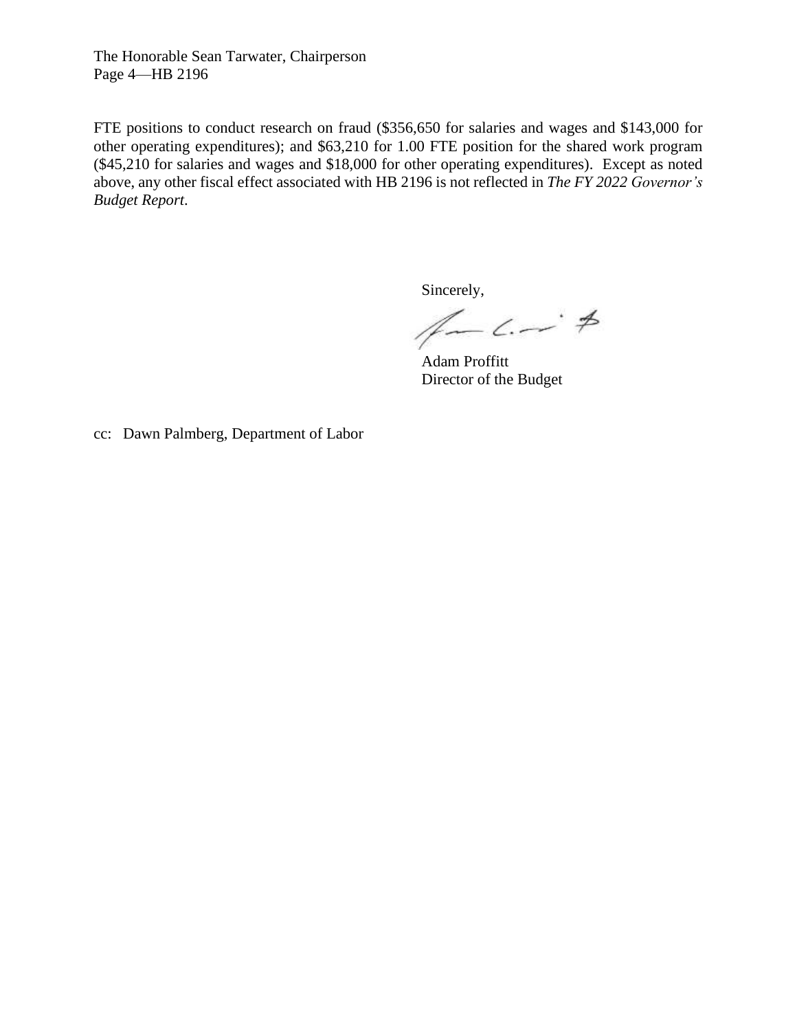FTE positions to conduct research on fraud ($356,650 for salaries and wages and $143,000 for other operating expenditures); and $63,210 for 1.00 FTE position for the shared work program ($45,210 for salaries and wages and $18,000 for other operating expenditures). Except as noted above, any other fiscal effect associated with HB 2196 is not reflected in *The FY 2022 Governor's Budget Report*.

Sincerely,

Adam Proffitt
Director of the Budget

cc: Dawn Palmberg, Department of Labor